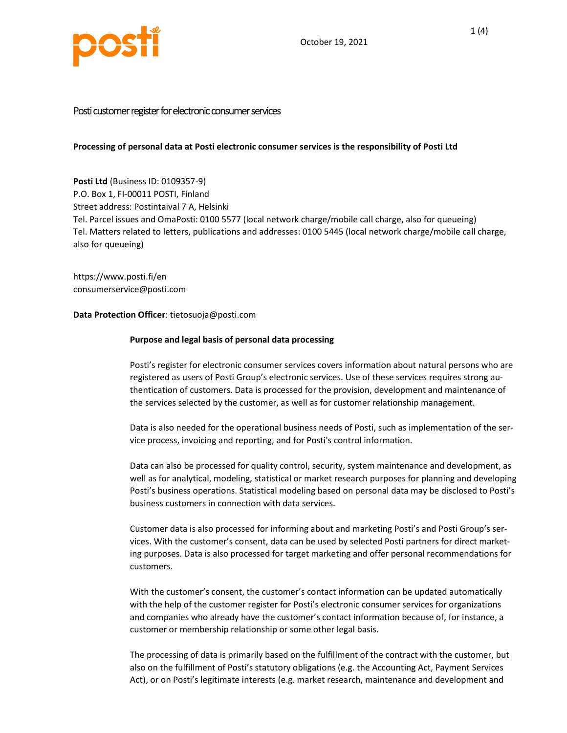October 19, 2021

# Posti customer register for electronic consumer services

**Processing of personal data at Posti electronic consumer services is the responsibility of Posti Ltd**

**Posti Ltd** (Business ID: 0109357-9)
P.O. Box 1, FI-00011 POSTI, Finland
Street address: Postintaival 7 A, Helsinki
Tel. Parcel issues and OmaPosti: 0100 5577 (local network charge/mobile call charge, also for queueing)
Tel. Matters related to letters, publications and addresses: 0100 5445 (local network charge/mobile call charge, also for queueing)

https://www.posti.fi/en
consumerservice@posti.com

**Data Protection Officer**: tietosuoja@posti.com

## Purpose and legal basis of personal data processing

Posti's register for electronic consumer services covers information about natural persons who are registered as users of Posti Group's electronic services. Use of these services requires strong authentication of customers. Data is processed for the provision, development and maintenance of the services selected by the customer, as well as for customer relationship management.

Data is also needed for the operational business needs of Posti, such as implementation of the service process, invoicing and reporting, and for Posti's control information.

Data can also be processed for quality control, security, system maintenance and development, as well as for analytical, modeling, statistical or market research purposes for planning and developing Posti's business operations. Statistical modeling based on personal data may be disclosed to Posti's business customers in connection with data services.

Customer data is also processed for informing about and marketing Posti's and Posti Group's services. With the customer's consent, data can be used by selected Posti partners for direct marketing purposes. Data is also processed for target marketing and offer personal recommendations for customers.

With the customer's consent, the customer's contact information can be updated automatically with the help of the customer register for Posti's electronic consumer services for organizations and companies who already have the customer's contact information because of, for instance, a customer or membership relationship or some other legal basis.

The processing of data is primarily based on the fulfillment of the contract with the customer, but also on the fulfillment of Posti's statutory obligations (e.g. the Accounting Act, Payment Services Act), or on Posti's legitimate interests (e.g. market research, maintenance and development and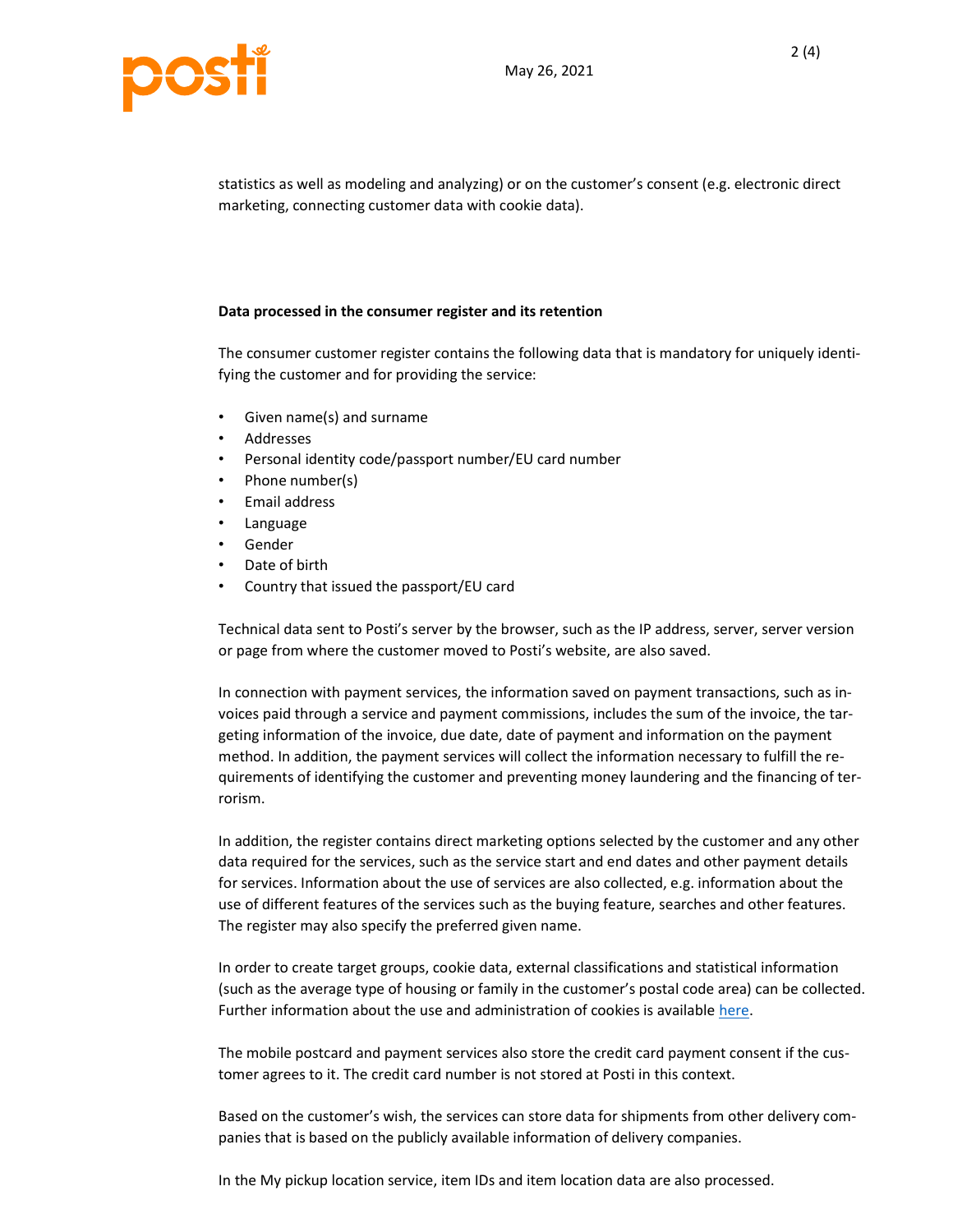statistics as well as modeling and analyzing) or on the customer's consent (e.g. electronic direct marketing, connecting customer data with cookie data).

**Data processed in the consumer register and its retention**

The consumer customer register contains the following data that is mandatory for uniquely identifying the customer and for providing the service:

- Given name(s) and surname
- Addresses
- Personal identity code/passport number/EU card number
- Phone number(s)
- Email address
- Language
- Gender
- Date of birth
- Country that issued the passport/EU card

Technical data sent to Posti's server by the browser, such as the IP address, server, server version or page from where the customer moved to Posti's website, are also saved.

In connection with payment services, the information saved on payment transactions, such as invoices paid through a service and payment commissions, includes the sum of the invoice, the targeting information of the invoice, due date, date of payment and information on the payment method. In addition, the payment services will collect the information necessary to fulfill the requirements of identifying the customer and preventing money laundering and the financing of terrorism.

In addition, the register contains direct marketing options selected by the customer and any other data required for the services, such as the service start and end dates and other payment details for services. Information about the use of services are also collected, e.g. information about the use of different features of the services such as the buying feature, searches and other features. The register may also specify the preferred given name.

In order to create target groups, cookie data, external classifications and statistical information (such as the average type of housing or family in the customer's postal code area) can be collected. Further information about the use and administration of cookies is available here.

The mobile postcard and payment services also store the credit card payment consent if the customer agrees to it. The credit card number is not stored at Posti in this context.

Based on the customer's wish, the services can store data for shipments from other delivery companies that is based on the publicly available information of delivery companies.

In the My pickup location service, item IDs and item location data are also processed.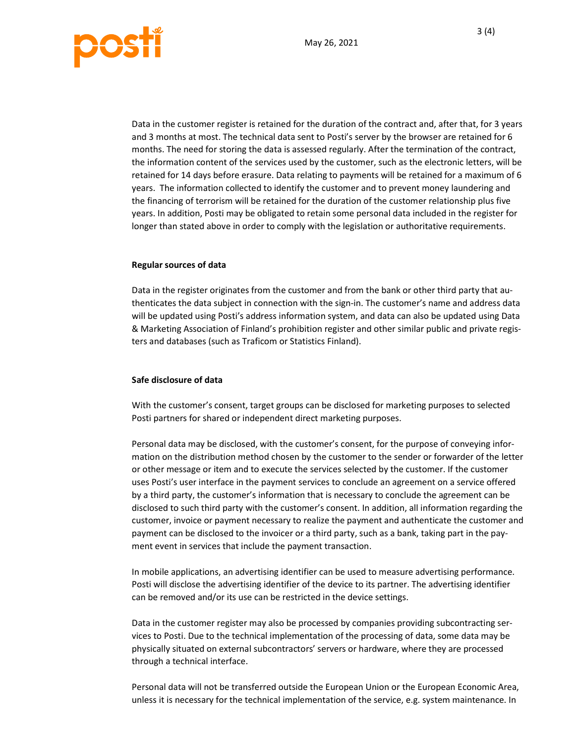Data in the customer register is retained for the duration of the contract and, after that, for 3 years and 3 months at most. The technical data sent to Posti's server by the browser are retained for 6 months. The need for storing the data is assessed regularly. After the termination of the contract, the information content of the services used by the customer, such as the electronic letters, will be retained for 14 days before erasure. Data relating to payments will be retained for a maximum of 6 years. The information collected to identify the customer and to prevent money laundering and the financing of terrorism will be retained for the duration of the customer relationship plus five years. In addition, Posti may be obligated to retain some personal data included in the register for longer than stated above in order to comply with the legislation or authoritative requirements.

**Regular sources of data**

Data in the register originates from the customer and from the bank or other third party that authenticates the data subject in connection with the sign-in. The customer's name and address data will be updated using Posti's address information system, and data can also be updated using Data & Marketing Association of Finland's prohibition register and other similar public and private registers and databases (such as Traficom or Statistics Finland).

**Safe disclosure of data**

With the customer's consent, target groups can be disclosed for marketing purposes to selected Posti partners for shared or independent direct marketing purposes.

Personal data may be disclosed, with the customer's consent, for the purpose of conveying information on the distribution method chosen by the customer to the sender or forwarder of the letter or other message or item and to execute the services selected by the customer. If the customer uses Posti's user interface in the payment services to conclude an agreement on a service offered by a third party, the customer's information that is necessary to conclude the agreement can be disclosed to such third party with the customer's consent. In addition, all information regarding the customer, invoice or payment necessary to realize the payment and authenticate the customer and payment can be disclosed to the invoicer or a third party, such as a bank, taking part in the payment event in services that include the payment transaction.

In mobile applications, an advertising identifier can be used to measure advertising performance. Posti will disclose the advertising identifier of the device to its partner. The advertising identifier can be removed and/or its use can be restricted in the device settings.

Data in the customer register may also be processed by companies providing subcontracting services to Posti. Due to the technical implementation of the processing of data, some data may be physically situated on external subcontractors' servers or hardware, where they are processed through a technical interface.

Personal data will not be transferred outside the European Union or the European Economic Area, unless it is necessary for the technical implementation of the service, e.g. system maintenance. In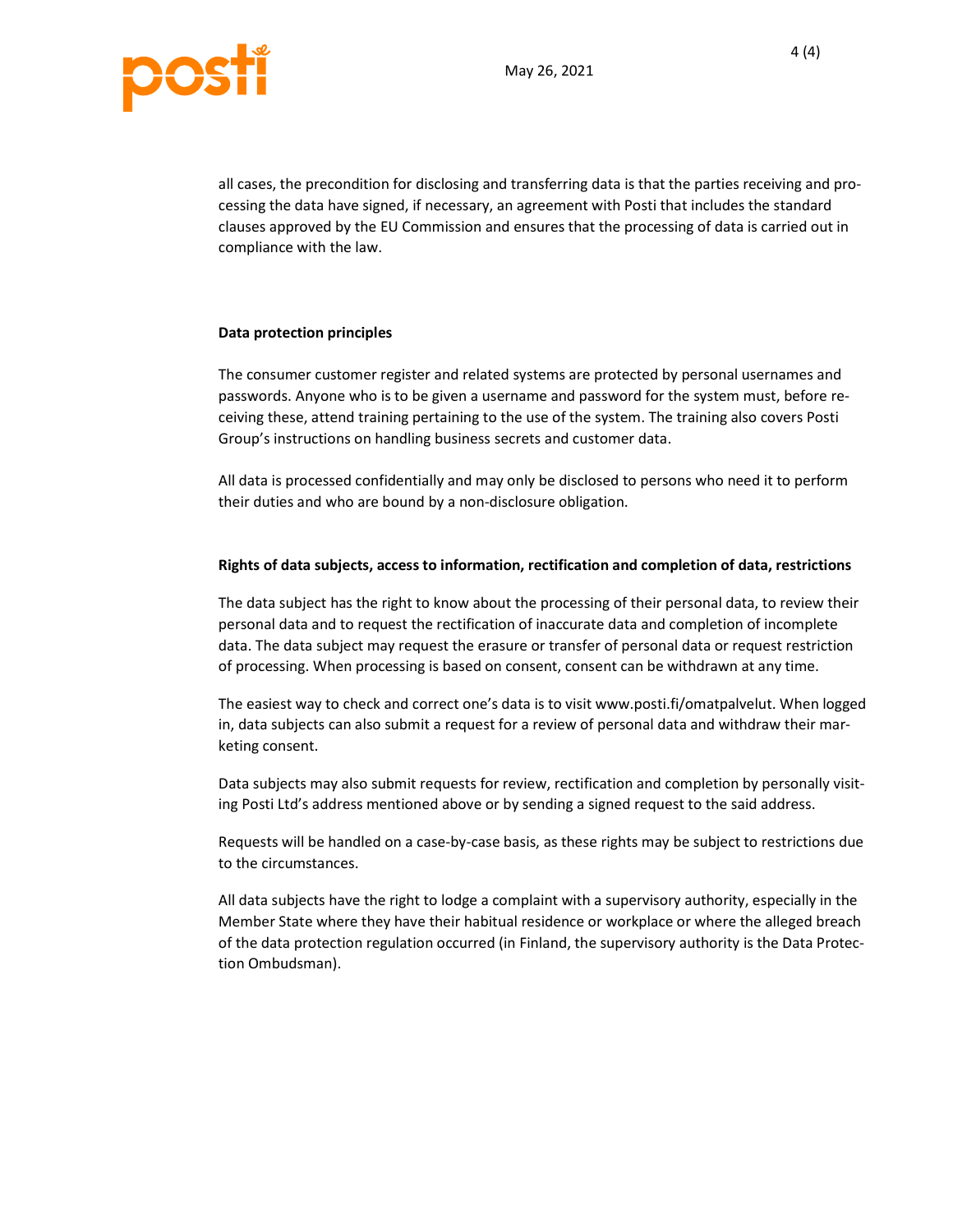all cases, the precondition for disclosing and transferring data is that the parties receiving and processing the data have signed, if necessary, an agreement with Posti that includes the standard clauses approved by the EU Commission and ensures that the processing of data is carried out in compliance with the law.

**Data protection principles**

The consumer customer register and related systems are protected by personal usernames and passwords. Anyone who is to be given a username and password for the system must, before receiving these, attend training pertaining to the use of the system. The training also covers Posti Group's instructions on handling business secrets and customer data.

All data is processed confidentially and may only be disclosed to persons who need it to perform their duties and who are bound by a non-disclosure obligation.

**Rights of data subjects, access to information, rectification and completion of data, restrictions**

The data subject has the right to know about the processing of their personal data, to review their personal data and to request the rectification of inaccurate data and completion of incomplete data. The data subject may request the erasure or transfer of personal data or request restriction of processing. When processing is based on consent, consent can be withdrawn at any time.

The easiest way to check and correct one's data is to visit www.posti.fi/omatpalvelut. When logged in, data subjects can also submit a request for a review of personal data and withdraw their marketing consent.

Data subjects may also submit requests for review, rectification and completion by personally visiting Posti Ltd's address mentioned above or by sending a signed request to the said address.

Requests will be handled on a case-by-case basis, as these rights may be subject to restrictions due to the circumstances.

All data subjects have the right to lodge a complaint with a supervisory authority, especially in the Member State where they have their habitual residence or workplace or where the alleged breach of the data protection regulation occurred (in Finland, the supervisory authority is the Data Protection Ombudsman).